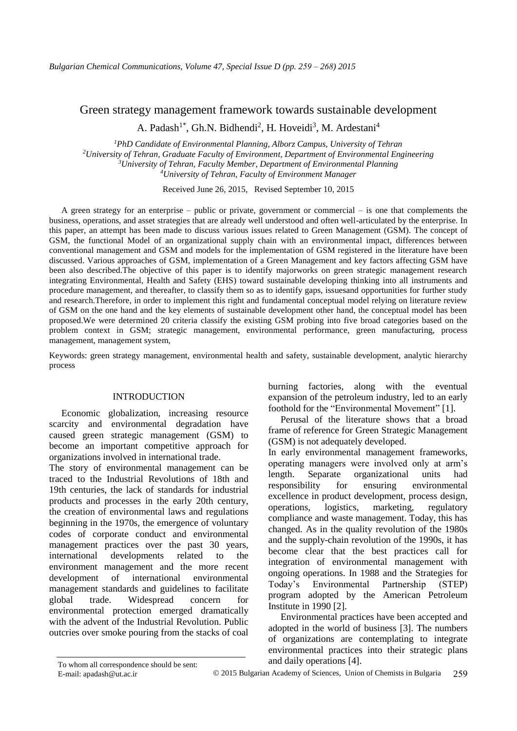# Green strategy management framework towards sustainable development

A. Padash[1*], Gh.N. Bidhendi[2], H. Hoveidi[3], M. Ardestani[4]

*[1]PhD Candidate of Environmental Planning, Alborz Campus, University of Tehran*
*[2]University of Tehran, Graduate Faculty of Environment, Department of Environmental Engineering*
*[3]University of Tehran, Faculty Member, Department of Environmental Planning*
*[4]University of Tehran, Faculty of Environment Manager*

Received June 26, 2015, Revised September 10, 2015

A green strategy for an enterprise – public or private, government or commercial – is one that complements the business, operations, and asset strategies that are already well understood and often well-articulated by the enterprise. In this paper, an attempt has been made to discuss various issues related to Green Management (GSM). The concept of GSM, the functional Model of an organizational supply chain with an environmental impact, differences between conventional management and GSM and models for the implementation of GSM registered in the literature have been discussed. Various approaches of GSM, implementation of a Green Management and key factors affecting GSM have been also described.The objective of this paper is to identify majorworks on green strategic management research integrating Environmental, Health and Safety (EHS) toward sustainable developing thinking into all instruments and procedure management, and thereafter, to classify them so as to identify gaps, issuesand opportunities for further study and research.Therefore, in order to implement this right and fundamental conceptual model relying on literature review of GSM on the one hand and the key elements of sustainable development other hand, the conceptual model has been proposed.We were determined 20 criteria classify the existing GSM probing into five broad categories based on the problem context in GSM; strategic management, environmental performance, green manufacturing, process management, management system,

Keywords: green strategy management, environmental health and safety, sustainable development, analytic hierarchy process

## INTRODUCTION

Economic globalization, increasing resource scarcity and environmental degradation have caused green strategic management (GSM) to become an important competitive approach for organizations involved in international trade.

The story of environmental management can be traced to the Industrial Revolutions of 18th and 19th centuries, the lack of standards for industrial products and processes in the early 20th century, the creation of environmental laws and regulations beginning in the 1970s, the emergence of voluntary codes of corporate conduct and environmental management practices over the past 30 years, international developments related to the environment management and the more recent development of international environmental management standards and guidelines to facilitate global trade. Widespread concern for environmental protection emerged dramatically with the advent of the Industrial Revolution. Public outcries over smoke pouring from the stacks of coal burning factories, along with the eventual expansion of the petroleum industry, led to an early foothold for the "Environmental Movement" [1].

Perusal of the literature shows that a broad frame of reference for Green Strategic Management (GSM) is not adequately developed.

In early environmental management frameworks, operating managers were involved only at arm's length. Separate organizational units had responsibility for ensuring environmental excellence in product development, process design, operations, logistics, marketing, regulatory compliance and waste management. Today, this has changed. As in the quality revolution of the 1980s and the supply-chain revolution of the 1990s, it has become clear that the best practices call for integration of environmental management with ongoing operations. In 1988 and the Strategies for Today's Environmental Partnership (STEP) program adopted by the American Petroleum Institute in 1990 [2].

Environmental practices have been accepted and adopted in the world of business [3]. The numbers of organizations are contemplating to integrate environmental practices into their strategic plans and daily operations [4].

To whom all correspondence should be sent:
E-mail: apadash@ut.ac.ir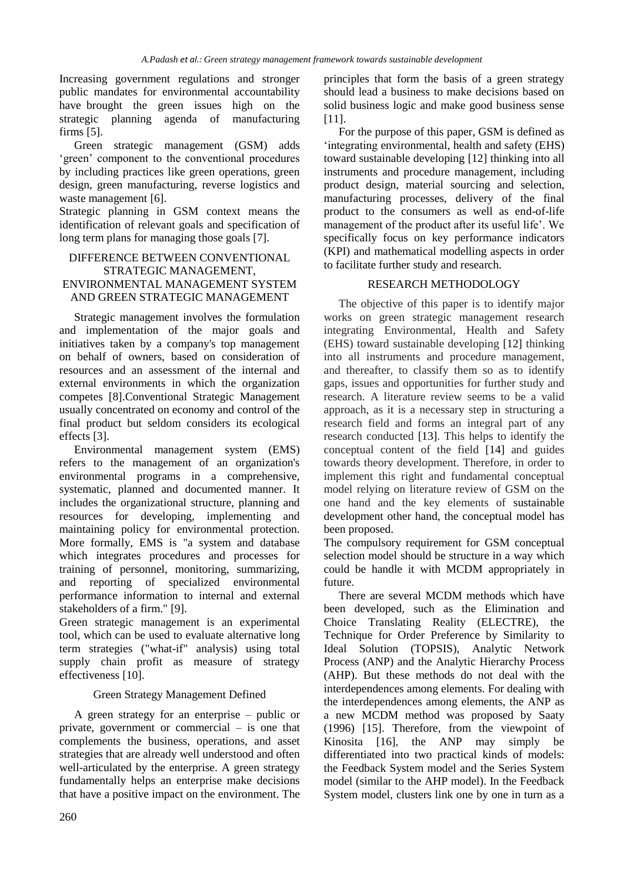Increasing government regulations and stronger public mandates for environmental accountability have brought the green issues high on the strategic planning agenda of manufacturing firms [5].

Green strategic management (GSM) adds 'green' component to the conventional procedures by including practices like green operations, green design, green manufacturing, reverse logistics and waste management [6].

Strategic planning in GSM context means the identification of relevant goals and specification of long term plans for managing those goals [7].

## DIFFERENCE BETWEEN CONVENTIONAL STRATEGIC MANAGEMENT, ENVIRONMENTAL MANAGEMENT SYSTEM AND GREEN STRATEGIC MANAGEMENT

Strategic management involves the formulation and implementation of the major goals and initiatives taken by a company's top management on behalf of owners, based on consideration of resources and an assessment of the internal and external environments in which the organization competes [8].Conventional Strategic Management usually concentrated on economy and control of the final product but seldom considers its ecological effects [3].

Environmental management system (EMS) refers to the management of an organization's environmental programs in a comprehensive, systematic, planned and documented manner. It includes the organizational structure, planning and resources for developing, implementing and maintaining policy for environmental protection. More formally, EMS is "a system and database which integrates procedures and processes for training of personnel, monitoring, summarizing, and reporting of specialized environmental performance information to internal and external stakeholders of a firm." [9].

Green strategic management is an experimental tool, which can be used to evaluate alternative long term strategies ("what-if" analysis) using total supply chain profit as measure of strategy effectiveness [10].

### Green Strategy Management Defined

A green strategy for an enterprise – public or private, government or commercial – is one that complements the business, operations, and asset strategies that are already well understood and often well-articulated by the enterprise. A green strategy fundamentally helps an enterprise make decisions that have a positive impact on the environment. The principles that form the basis of a green strategy should lead a business to make decisions based on solid business logic and make good business sense [11].

For the purpose of this paper, GSM is defined as 'integrating environmental, health and safety (EHS) toward sustainable developing [12] thinking into all instruments and procedure management, including product design, material sourcing and selection, manufacturing processes, delivery of the final product to the consumers as well as end-of-life management of the product after its useful life'. We specifically focus on key performance indicators (KPI) and mathematical modelling aspects in order to facilitate further study and research.

## RESEARCH METHODOLOGY

The objective of this paper is to identify major works on green strategic management research integrating Environmental, Health and Safety (EHS) toward sustainable developing [12] thinking into all instruments and procedure management, and thereafter, to classify them so as to identify gaps, issues and opportunities for further study and research. A literature review seems to be a valid approach, as it is a necessary step in structuring a research field and forms an integral part of any research conducted [13]. This helps to identify the conceptual content of the field [14] and guides towards theory development. Therefore, in order to implement this right and fundamental conceptual model relying on literature review of GSM on the one hand and the key elements of sustainable development other hand, the conceptual model has been proposed.

The compulsory requirement for GSM conceptual selection model should be structure in a way which could be handle it with MCDM appropriately in future.

There are several MCDM methods which have been developed, such as the Elimination and Choice Translating Reality (ELECTRE), the Technique for Order Preference by Similarity to Ideal Solution (TOPSIS), Analytic Network Process (ANP) and the Analytic Hierarchy Process (AHP). But these methods do not deal with the interdependences among elements. For dealing with the interdependences among elements, the ANP as a new MCDM method was proposed by Saaty (1996) [15]. Therefore, from the viewpoint of Kinosita [16], the ANP may simply be differentiated into two practical kinds of models: the Feedback System model and the Series System model (similar to the AHP model). In the Feedback System model, clusters link one by one in turn as a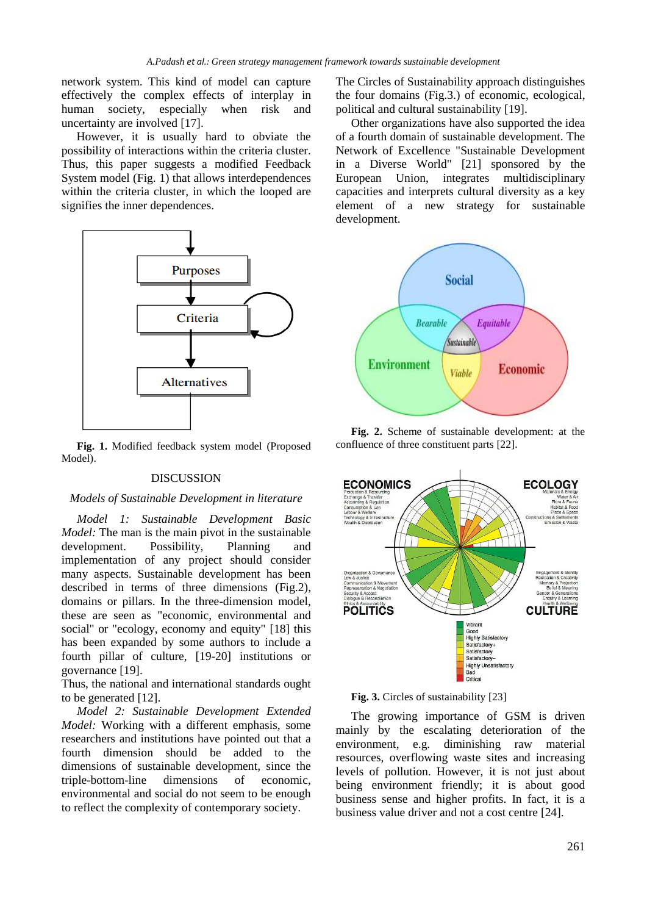network system. This kind of model can capture effectively the complex effects of interplay in human society, especially when risk and uncertainty are involved [17].

However, it is usually hard to obviate the possibility of interactions within the criteria cluster. Thus, this paper suggests a modified Feedback System model (Fig. 1) that allows interdependences within the criteria cluster, in which the looped are signifies the inner dependences.

**Fig. 1.** Modified feedback system model (Proposed Model).

## DISCUSSION

### *Models of Sustainable Development in literature*

*Model 1: Sustainable Development Basic Model:* The man is the main pivot in the sustainable development. Possibility, Planning and implementation of any project should consider many aspects. Sustainable development has been described in terms of three dimensions (Fig.2), domains or pillars. In the three-dimension model, these are seen as "economic, environmental and social" or "ecology, economy and equity" [18] this has been expanded by some authors to include a fourth pillar of culture, [19-20] institutions or governance [19].

Thus, the national and international standards ought to be generated [12].

*Model 2: Sustainable Development Extended Model:* Working with a different emphasis, some researchers and institutions have pointed out that a fourth dimension should be added to the dimensions of sustainable development, since the triple-bottom-line dimensions of economic, environmental and social do not seem to be enough to reflect the complexity of contemporary society.

The Circles of Sustainability approach distinguishes the four domains (Fig.3.) of economic, ecological, political and cultural sustainability [19].

Other organizations have also supported the idea of a fourth domain of sustainable development. The Network of Excellence "Sustainable Development in a Diverse World" [21] sponsored by the European Union, integrates multidisciplinary capacities and interprets cultural diversity as a key element of a new strategy for sustainable development.

**Fig. 2.** Scheme of sustainable development: at the confluence of three constituent parts [22].

**Fig. 3.** Circles of sustainability [23]

The growing importance of GSM is driven mainly by the escalating deterioration of the environment, e.g. diminishing raw material resources, overflowing waste sites and increasing levels of pollution. However, it is not just about being environment friendly; it is about good business sense and higher profits. In fact, it is a business value driver and not a cost centre [24].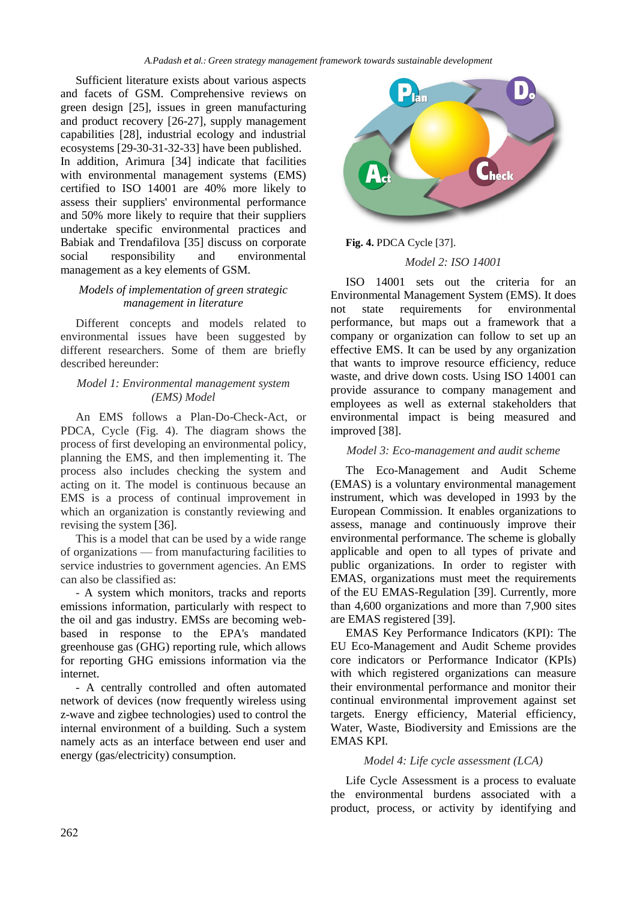Sufficient literature exists about various aspects and facets of GSM. Comprehensive reviews on green design [25], issues in green manufacturing and product recovery [26-27], supply management capabilities [28], industrial ecology and industrial ecosystems [29-30-31-32-33] have been published. In addition, Arimura [34] indicate that facilities with environmental management systems (EMS) certified to ISO 14001 are 40% more likely to assess their suppliers' environmental performance and 50% more likely to require that their suppliers undertake specific environmental practices and Babiak and Trendafilova [35] discuss on corporate social responsibility and environmental management as a key elements of GSM.

### *Models of implementation of green strategic management in literature*

Different concepts and models related to environmental issues have been suggested by different researchers. Some of them are briefly described hereunder:

#### *Model 1: Environmental management system (EMS) Model*

An EMS follows a Plan-Do-Check-Act, or PDCA, Cycle (Fig. 4). The diagram shows the process of first developing an environmental policy, planning the EMS, and then implementing it. The process also includes checking the system and acting on it. The model is continuous because an EMS is a process of continual improvement in which an organization is constantly reviewing and revising the system [36].

This is a model that can be used by a wide range of organizations — from manufacturing facilities to service industries to government agencies. An EMS can also be classified as:

- A system which monitors, tracks and reports emissions information, particularly with respect to the oil and gas industry. EMSs are becoming web-based in response to the EPA's mandated greenhouse gas (GHG) reporting rule, which allows for reporting GHG emissions information via the internet.

- A centrally controlled and often automated network of devices (now frequently wireless using z-wave and zigbee technologies) used to control the internal environment of a building. Such a system namely acts as an interface between end user and energy (gas/electricity) consumption.

**Fig. 4.** PDCA Cycle [37].

#### *Model 2: ISO 14001*

ISO 14001 sets out the criteria for an Environmental Management System (EMS). It does not state requirements for environmental performance, but maps out a framework that a company or organization can follow to set up an effective EMS. It can be used by any organization that wants to improve resource efficiency, reduce waste, and drive down costs. Using ISO 14001 can provide assurance to company management and employees as well as external stakeholders that environmental impact is being measured and improved [38].

#### *Model 3: Eco-management and audit scheme*

The Eco-Management and Audit Scheme (EMAS) is a voluntary environmental management instrument, which was developed in 1993 by the European Commission. It enables organizations to assess, manage and continuously improve their environmental performance. The scheme is globally applicable and open to all types of private and public organizations. In order to register with EMAS, organizations must meet the requirements of the EU EMAS-Regulation [39]. Currently, more than 4,600 organizations and more than 7,900 sites are EMAS registered [39].

EMAS Key Performance Indicators (KPI): The EU Eco-Management and Audit Scheme provides core indicators or Performance Indicator (KPIs) with which registered organizations can measure their environmental performance and monitor their continual environmental improvement against set targets. Energy efficiency, Material efficiency, Water, Waste, Biodiversity and Emissions are the EMAS KPI.

#### *Model 4: Life cycle assessment (LCA)*

Life Cycle Assessment is a process to evaluate the environmental burdens associated with a product, process, or activity by identifying and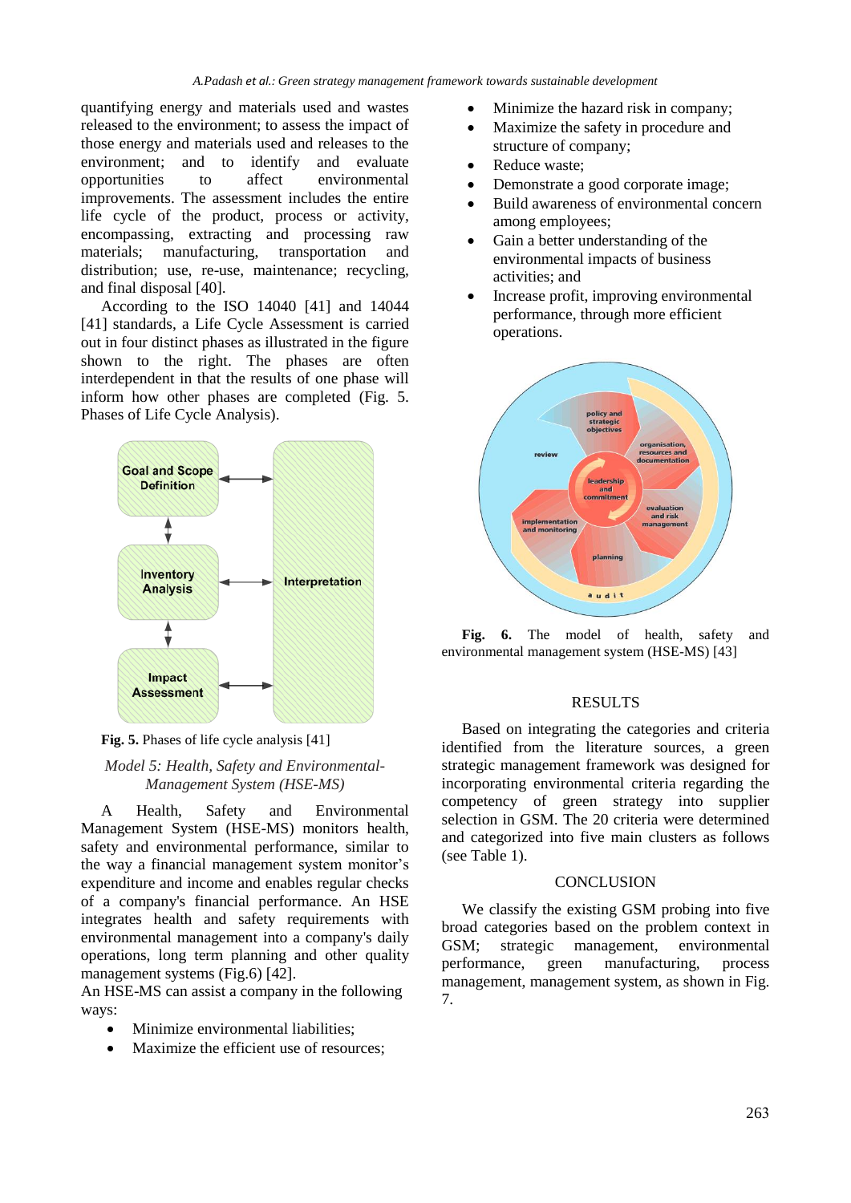quantifying energy and materials used and wastes released to the environment; to assess the impact of those energy and materials used and releases to the environment; and to identify and evaluate opportunities to affect environmental improvements. The assessment includes the entire life cycle of the product, process or activity, encompassing, extracting and processing raw materials; manufacturing, transportation and distribution; use, re-use, maintenance; recycling, and final disposal [40].

According to the ISO 14040 [41] and 14044 [41] standards, a Life Cycle Assessment is carried out in four distinct phases as illustrated in the figure shown to the right. The phases are often interdependent in that the results of one phase will inform how other phases are completed (Fig. 5. Phases of Life Cycle Analysis).

**Fig. 5.** Phases of life cycle analysis [41]

*Model 5: Health, Safety and Environmental-Management System (HSE-MS)*

A Health, Safety and Environmental Management System (HSE-MS) monitors health, safety and environmental performance, similar to the way a financial management system monitor's expenditure and income and enables regular checks of a company's financial performance. An HSE integrates health and safety requirements with environmental management into a company's daily operations, long term planning and other quality management systems (Fig.6) [42].

An HSE-MS can assist a company in the following ways:

- Minimize environmental liabilities;
- Maximize the efficient use of resources;
- Minimize the hazard risk in company;
- Maximize the safety in procedure and structure of company;
- Reduce waste;
- Demonstrate a good corporate image;
- Build awareness of environmental concern among employees;
- Gain a better understanding of the environmental impacts of business activities; and
- Increase profit, improving environmental performance, through more efficient operations.

**Fig. 6.** The model of health, safety and environmental management system (HSE-MS) [43]

## RESULTS

Based on integrating the categories and criteria identified from the literature sources, a green strategic management framework was designed for incorporating environmental criteria regarding the competency of green strategy into supplier selection in GSM. The 20 criteria were determined and categorized into five main clusters as follows (see Table 1).

## CONCLUSION

We classify the existing GSM probing into five broad categories based on the problem context in GSM; strategic management, environmental performance, green manufacturing, process management, management system, as shown in Fig. 7.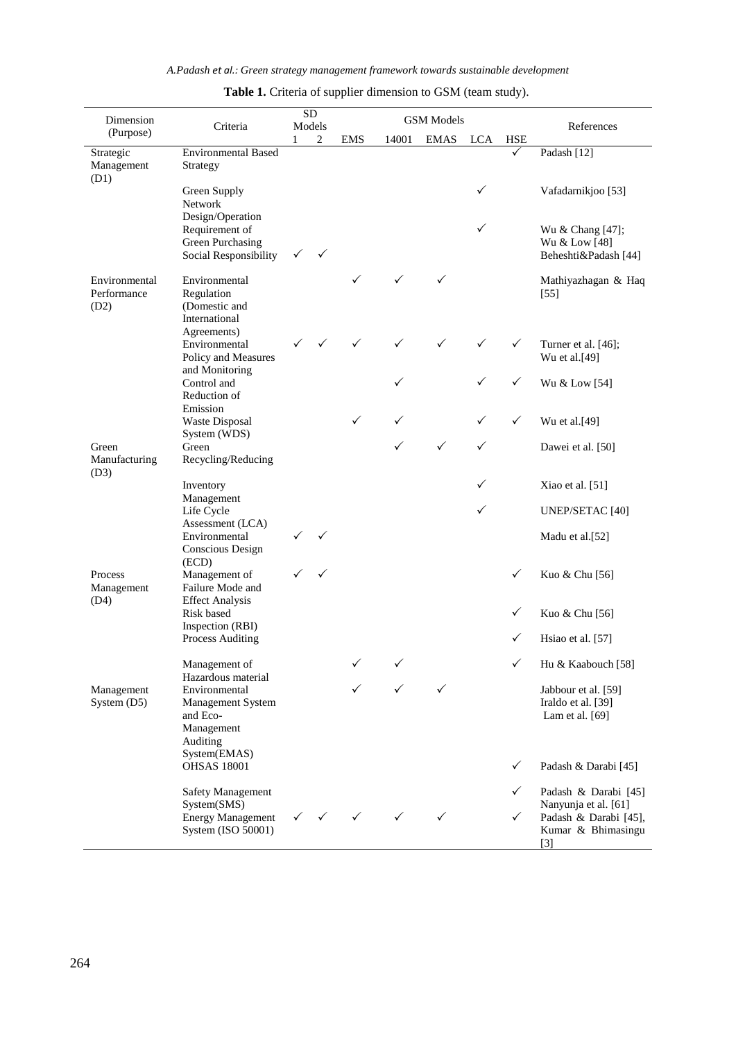**Table 1.** Criteria of supplier dimension to GSM (team study).

| Dimension (Purpose) | Criteria | SD Models | | GSM Models | | | | | References |
|---|---|---|---|---|---|---|---|---|---|
| | | 1 | 2 | EMS | 14001 | EMAS | LCA | HSE | |
| Strategic Management (D1) | Environmental Based Strategy | | | | | | | ✓ | Padash [12] |
| | Green Supply Network Design/Operation | | | | | | ✓ | | Vafadarnikjoo [53] |
| | Requirement of Green Purchasing | | | | | | ✓ | | Wu & Chang [47]; Wu & Low [48] |
| | Social Responsibility | ✓ | ✓ | | | | | | Beheshti&Padash [44] |
| Environmental Performance (D2) | Environmental Regulation (Domestic and International Agreements) | | | ✓ | ✓ | ✓ | | | Mathiyazhagan & Haq [55] |
| | Environmental Policy and Measures and Monitoring | ✓ | ✓ | ✓ | ✓ | ✓ | ✓ | ✓ | Turner et al. [46]; Wu et al.[49] |
| | Control and Reduction of Emission | | | | ✓ | | ✓ | ✓ | Wu & Low [54] |
| | Waste Disposal System (WDS) | | | ✓ | ✓ | | ✓ | ✓ | Wu et al.[49] |
| Green Manufacturing (D3) | Green Recycling/Reducing | | | | ✓ | ✓ | ✓ | | Dawei et al. [50] |
| | Inventory Management | | | | | | ✓ | | Xiao et al. [51] |
| | Life Cycle Assessment (LCA) | | | | | | ✓ | | UNEP/SETAC [40] |
| | Environmental Conscious Design (ECD) | ✓ | ✓ | | | | | | Madu et al.[52] |
| Process Management (D4) | Management of Failure Mode and Effect Analysis | ✓ | ✓ | | | | | ✓ | Kuo & Chu [56] |
| | Risk based Inspection (RBI) | | | | | | | ✓ | Kuo & Chu [56] |
| | Process Auditing | | | | | | | ✓ | Hsiao et al. [57] |
| | Management of Hazardous material | | | ✓ | ✓ | | | ✓ | Hu & Kaabouch [58] |
| Management System (D5) | Environmental Management System and Eco-Management Auditing System(EMAS) | | | ✓ | ✓ | ✓ | | | Jabbour et al. [59] Iraldo et al. [39] Lam et al. [69] |
| | OHSAS 18001 | | | | | | | ✓ | Padash & Darabi [45] |
| | Safety Management System(SMS) | | | | | | | ✓ | Padash & Darabi [45] Nanyunja et al. [61] |
| | Energy Management System (ISO 50001) | ✓ | ✓ | ✓ | ✓ | ✓ | | ✓ | Padash & Darabi [45], Kumar & Bhimasingu [3] |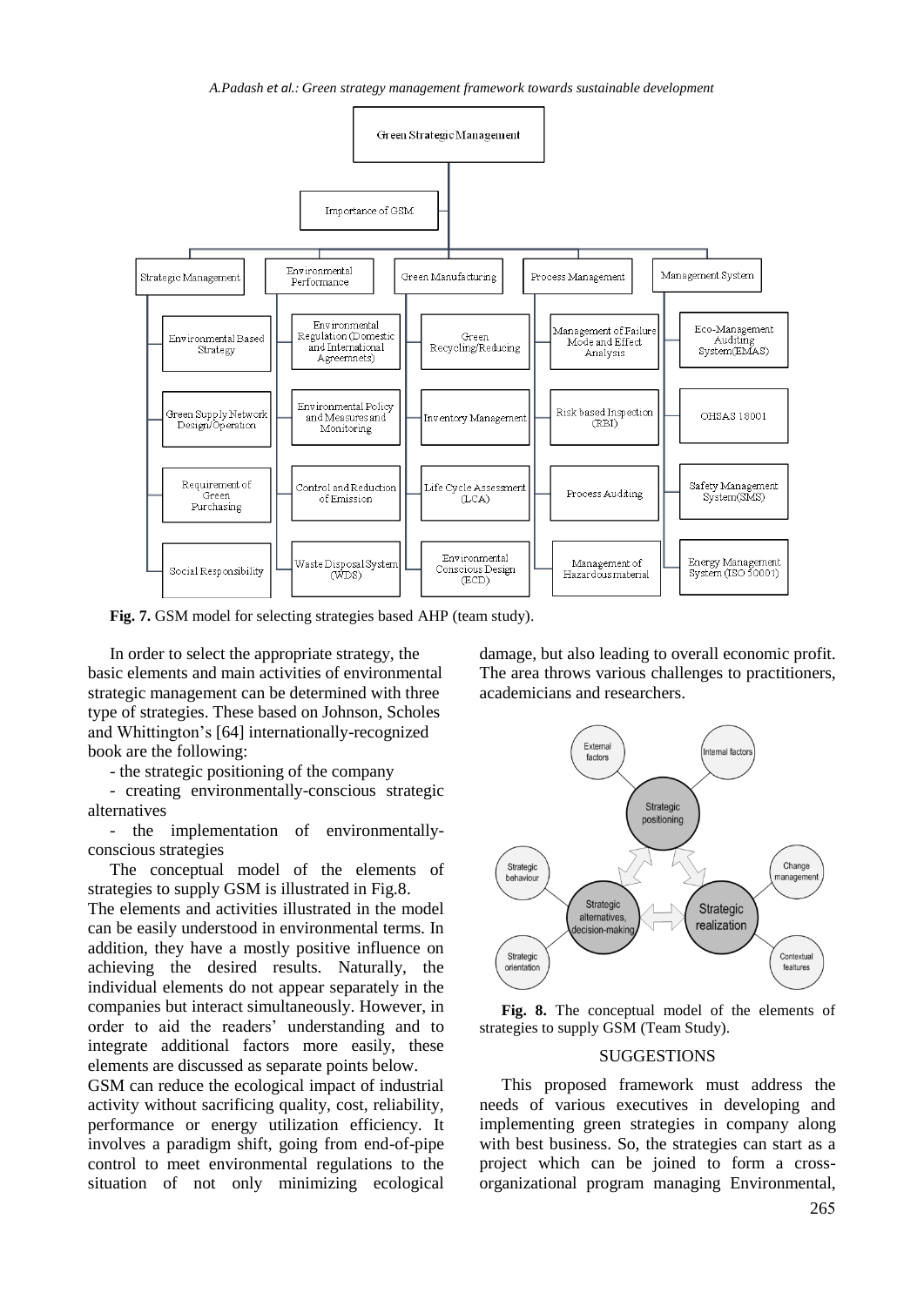**Fig. 7.** GSM model for selecting strategies based AHP (team study).

In order to select the appropriate strategy, the basic elements and main activities of environmental strategic management can be determined with three type of strategies. These based on Johnson, Scholes and Whittington's [64] internationally-recognized book are the following:

- the strategic positioning of the company
- creating environmentally-conscious strategic alternatives
- the implementation of environmentally-conscious strategies

The conceptual model of the elements of strategies to supply GSM is illustrated in Fig.8.

The elements and activities illustrated in the model can be easily understood in environmental terms. In addition, they have a mostly positive influence on achieving the desired results. Naturally, the individual elements do not appear separately in the companies but interact simultaneously. However, in order to aid the readers' understanding and to integrate additional factors more easily, these elements are discussed as separate points below.

GSM can reduce the ecological impact of industrial activity without sacrificing quality, cost, reliability, performance or energy utilization efficiency. It involves a paradigm shift, going from end-of-pipe control to meet environmental regulations to the situation of not only minimizing ecological damage, but also leading to overall economic profit. The area throws various challenges to practitioners, academicians and researchers.

**Fig. 8.** The conceptual model of the elements of strategies to supply GSM (Team Study).

## SUGGESTIONS

This proposed framework must address the needs of various executives in developing and implementing green strategies in company along with best business. So, the strategies can start as a project which can be joined to form a cross-organizational program managing Environmental,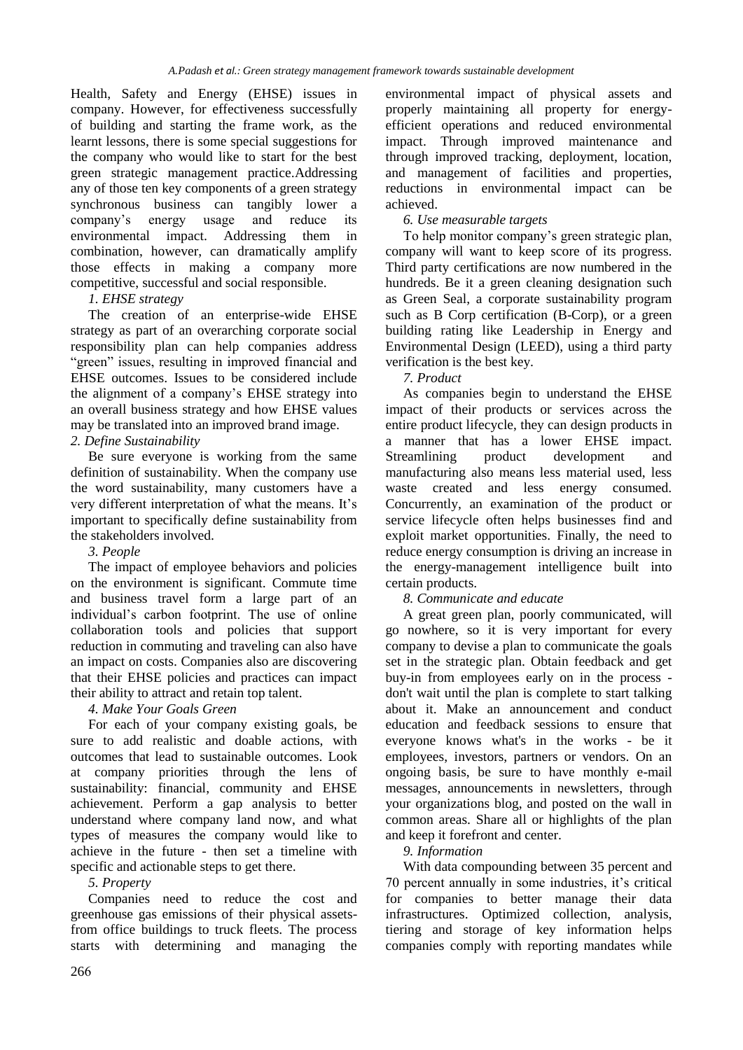Health, Safety and Energy (EHSE) issues in company. However, for effectiveness successfully of building and starting the frame work, as the learnt lessons, there is some special suggestions for the company who would like to start for the best green strategic management practice.Addressing any of those ten key components of a green strategy synchronous business can tangibly lower a company's energy usage and reduce its environmental impact. Addressing them in combination, however, can dramatically amplify those effects in making a company more competitive, successful and social responsible.

*1. EHSE strategy*

The creation of an enterprise-wide EHSE strategy as part of an overarching corporate social responsibility plan can help companies address "green" issues, resulting in improved financial and EHSE outcomes. Issues to be considered include the alignment of a company's EHSE strategy into an overall business strategy and how EHSE values may be translated into an improved brand image.

*2. Define Sustainability*

Be sure everyone is working from the same definition of sustainability. When the company use the word sustainability, many customers have a very different interpretation of what the means. It's important to specifically define sustainability from the stakeholders involved.

*3. People*

The impact of employee behaviors and policies on the environment is significant. Commute time and business travel form a large part of an individual's carbon footprint. The use of online collaboration tools and policies that support reduction in commuting and traveling can also have an impact on costs. Companies also are discovering that their EHSE policies and practices can impact their ability to attract and retain top talent.

*4. Make Your Goals Green*

For each of your company existing goals, be sure to add realistic and doable actions, with outcomes that lead to sustainable outcomes. Look at company priorities through the lens of sustainability: financial, community and EHSE achievement. Perform a gap analysis to better understand where company land now, and what types of measures the company would like to achieve in the future - then set a timeline with specific and actionable steps to get there.

*5. Property*

Companies need to reduce the cost and greenhouse gas emissions of their physical assets-from office buildings to truck fleets. The process starts with determining and managing the environmental impact of physical assets and properly maintaining all property for energy-efficient operations and reduced environmental impact. Through improved maintenance and through improved tracking, deployment, location, and management of facilities and properties, reductions in environmental impact can be achieved.

*6. Use measurable targets*

To help monitor company's green strategic plan, company will want to keep score of its progress. Third party certifications are now numbered in the hundreds. Be it a green cleaning designation such as Green Seal, a corporate sustainability program such as B Corp certification (B-Corp), or a green building rating like Leadership in Energy and Environmental Design (LEED), using a third party verification is the best key.

*7. Product*

As companies begin to understand the EHSE impact of their products or services across the entire product lifecycle, they can design products in a manner that has a lower EHSE impact. Streamlining product development and manufacturing also means less material used, less waste created and less energy consumed. Concurrently, an examination of the product or service lifecycle often helps businesses find and exploit market opportunities. Finally, the need to reduce energy consumption is driving an increase in the energy-management intelligence built into certain products.

*8. Communicate and educate*

A great green plan, poorly communicated, will go nowhere, so it is very important for every company to devise a plan to communicate the goals set in the strategic plan. Obtain feedback and get buy-in from employees early on in the process - don't wait until the plan is complete to start talking about it. Make an announcement and conduct education and feedback sessions to ensure that everyone knows what's in the works - be it employees, investors, partners or vendors. On an ongoing basis, be sure to have monthly e-mail messages, announcements in newsletters, through your organizations blog, and posted on the wall in common areas. Share all or highlights of the plan and keep it forefront and center.

*9. Information*

With data compounding between 35 percent and 70 percent annually in some industries, it's critical for companies to better manage their data infrastructures. Optimized collection, analysis, tiering and storage of key information helps companies comply with reporting mandates while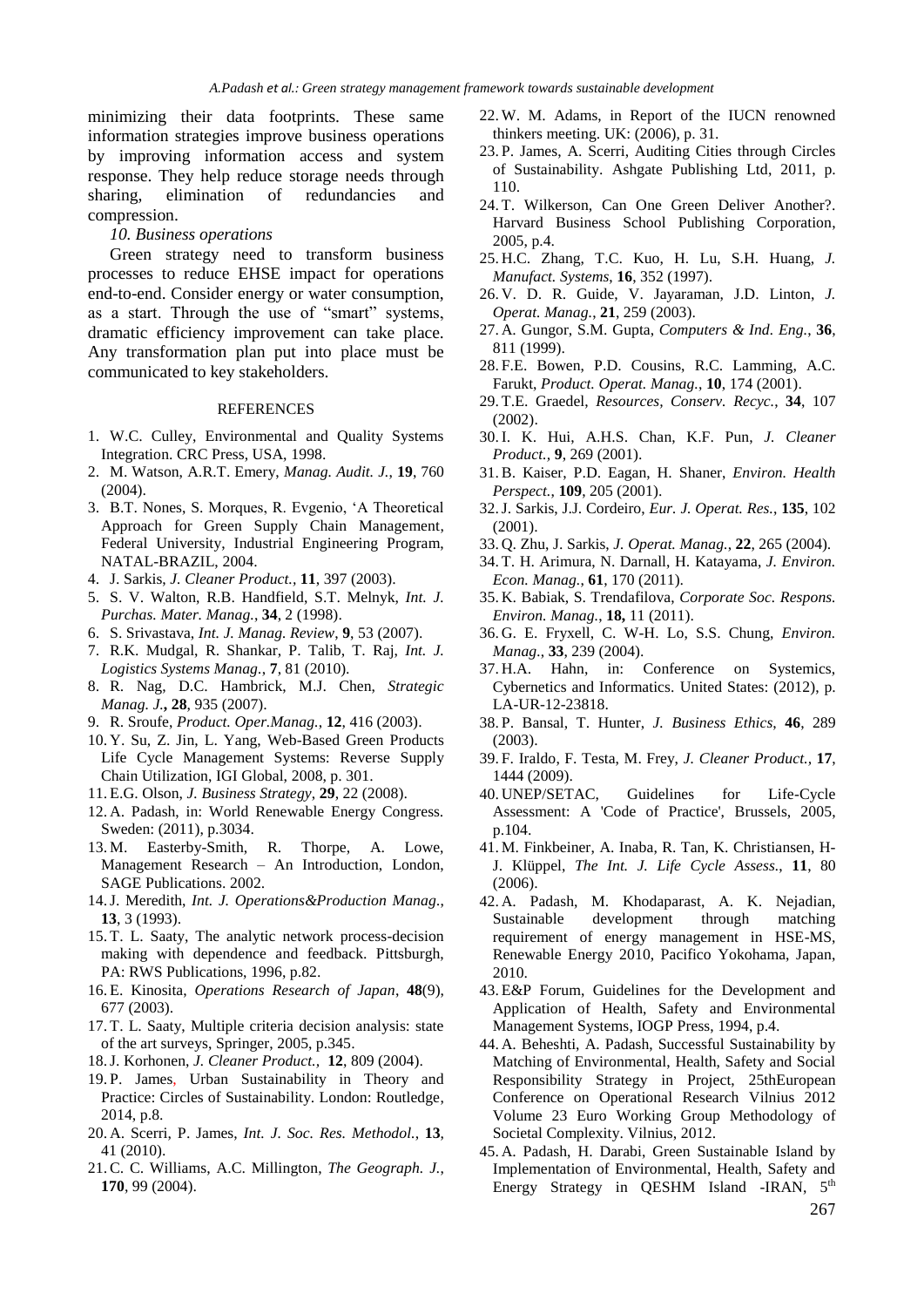minimizing their data footprints. These same information strategies improve business operations by improving information access and system response. They help reduce storage needs through sharing, elimination of redundancies and compression.

*10. Business operations*

Green strategy need to transform business processes to reduce EHSE impact for operations end-to-end. Consider energy or water consumption, as a start. Through the use of "smart" systems, dramatic efficiency improvement can take place. Any transformation plan put into place must be communicated to key stakeholders.

## REFERENCES

1. W.C. Culley, Environmental and Quality Systems Integration. CRC Press, USA, 1998.
2. M. Watson, A.R.T. Emery, *Manag. Audit. J.*, **19**, 760 (2004).
3. B.T. Nones, S. Morques, R. Evgenio, 'A Theoretical Approach for Green Supply Chain Management, Federal University, Industrial Engineering Program, NATAL-BRAZIL, 2004.
4. J. Sarkis, *J. Cleaner Product.*, **11**, 397 (2003).
5. S. V. Walton, R.B. Handfield, S.T. Melnyk, *Int. J. Purchas. Mater. Manag.*, **34**, 2 (1998).
6. S. Srivastava, *Int. J. Manag. Review*, **9**, 53 (2007).
7. R.K. Mudgal, R. Shankar, P. Talib, T. Raj, *Int. J. Logistics Systems Manag.*, **7**, 81 (2010).
8. R. Nag, D.C. Hambrick, M.J. Chen, *Strategic Manag. J.*, **28**, 935 (2007).
9. R. Sroufe, *Product. Oper.Manag.*, **12**, 416 (2003).
10. Y. Su, Z. Jin, L. Yang, Web-Based Green Products Life Cycle Management Systems: Reverse Supply Chain Utilization, IGI Global, 2008, p. 301.
11. E.G. Olson, *J. Business Strategy*, **29**, 22 (2008).
12. A. Padash, in: World Renewable Energy Congress. Sweden: (2011), p.3034.
13. M. Easterby-Smith, R. Thorpe, A. Lowe, Management Research – An Introduction, London, SAGE Publications. 2002.
14. J. Meredith, *Int. J. Operations&Production Manag.*, **13**, 3 (1993).
15. T. L. Saaty, The analytic network process-decision making with dependence and feedback. Pittsburgh, PA: RWS Publications, 1996, p.82.
16. E. Kinosita, *Operations Research of Japan*, **48**(9), 677 (2003).
17. T. L. Saaty, Multiple criteria decision analysis: state of the art surveys, Springer, 2005, p.345.
18. J. Korhonen, *J. Cleaner Product.*, **12**, 809 (2004).
19. P. James, Urban Sustainability in Theory and Practice: Circles of Sustainability. London: Routledge, 2014, p.8.
20. A. Scerri, P. James, *Int. J. Soc. Res. Methodol.*, **13**, 41 (2010).
21. C. C. Williams, A.C. Millington, *The Geograph. J.*, **170**, 99 (2004).
22. W. M. Adams, in Report of the IUCN renowned thinkers meeting. UK: (2006), p. 31.
23. P. James, A. Scerri, Auditing Cities through Circles of Sustainability. Ashgate Publishing Ltd, 2011, p. 110.
24. T. Wilkerson, Can One Green Deliver Another?. Harvard Business School Publishing Corporation, 2005, p.4.
25. H.C. Zhang, T.C. Kuo, H. Lu, S.H. Huang, *J. Manufact. Systems*, **16**, 352 (1997).
26. V. D. R. Guide, V. Jayaraman, J.D. Linton, *J. Operat. Manag.*, **21**, 259 (2003).
27. A. Gungor, S.M. Gupta, *Computers & Ind. Eng.*, **36**, 811 (1999).
28. F.E. Bowen, P.D. Cousins, R.C. Lamming, A.C. Farukt, *Product. Operat. Manag.*, **10**, 174 (2001).
29. T.E. Graedel, *Resources, Conserv. Recyc.*, **34**, 107 (2002).
30. I. K. Hui, A.H.S. Chan, K.F. Pun, *J. Cleaner Product.*, **9**, 269 (2001).
31. B. Kaiser, P.D. Eagan, H. Shaner, *Environ. Health Perspect.*, **109**, 205 (2001).
32. J. Sarkis, J.J. Cordeiro, *Eur. J. Operat. Res.*, **135**, 102 (2001).
33. Q. Zhu, J. Sarkis, *J. Operat. Manag.*, **22**, 265 (2004).
34. T. H. Arimura, N. Darnall, H. Katayama, *J. Environ. Econ. Manag.*, **61**, 170 (2011).
35. K. Babiak, S. Trendafilova, *Corporate Soc. Respons. Environ. Manag.*, **18,** 11 (2011).
36. G. E. Fryxell, C. W-H. Lo, S.S. Chung, *Environ. Manag.*, **33**, 239 (2004).
37. H.A. Hahn, in: Conference on Systemics, Cybernetics and Informatics. United States: (2012), p. LA-UR-12-23818.
38. P. Bansal, T. Hunter, *J. Business Ethics*, **46**, 289 (2003).
39. F. Iraldo, F. Testa, M. Frey, *J. Cleaner Product.*, **17**, 1444 (2009).
40. UNEP/SETAC, Guidelines for Life-Cycle Assessment: A 'Code of Practice', Brussels, 2005, p.104.
41. M. Finkbeiner, A. Inaba, R. Tan, K. Christiansen, H-J. Klüppel, *The Int. J. Life Cycle Assess.*, **11**, 80 (2006).
42. A. Padash, M. Khodaparast, A. K. Nejadian, Sustainable development through matching requirement of energy management in HSE-MS, Renewable Energy 2010, Pacifico Yokohama, Japan, 2010.
43. E&P Forum, Guidelines for the Development and Application of Health, Safety and Environmental Management Systems, IOGP Press, 1994, p.4.
44. A. Beheshti, A. Padash, Successful Sustainability by Matching of Environmental, Health, Safety and Social Responsibility Strategy in Project, 25thEuropean Conference on Operational Research Vilnius 2012 Volume 23 Euro Working Group Methodology of Societal Complexity. Vilnius, 2012.
45. A. Padash, H. Darabi, Green Sustainable Island by Implementation of Environmental, Health, Safety and Energy Strategy in QESHM Island -IRAN, 5th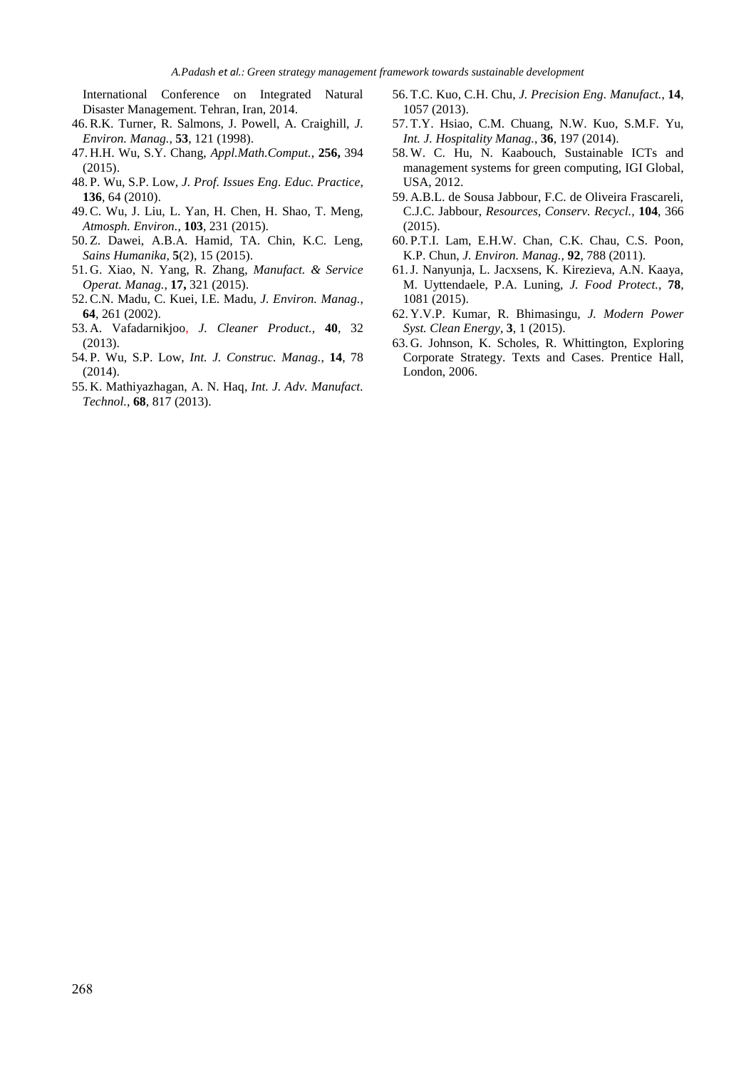International Conference on Integrated Natural Disaster Management. Tehran, Iran, 2014.

46. R.K. Turner, R. Salmons, J. Powell, A. Craighill, *J. Environ. Manag.*, **53**, 121 (1998).
47. H.H. Wu, S.Y. Chang, *Appl.Math.Comput.*, **256,** 394 (2015).
48. P. Wu, S.P. Low, *J. Prof. Issues Eng. Educ. Practice*, **136**, 64 (2010).
49. C. Wu, J. Liu, L. Yan, H. Chen, H. Shao, T. Meng, *Atmosph. Environ.*, **103**, 231 (2015).
50. Z. Dawei, A.B.A. Hamid, TA. Chin, K.C. Leng, *Sains Humanika*, **5**(2), 15 (2015).
51. G. Xiao, N. Yang, R. Zhang, *Manufact. & Service Operat. Manag.*, **17,** 321 (2015).
52. C.N. Madu, C. Kuei, I.E. Madu, *J. Environ. Manag.*, **64**, 261 (2002).
53. A. Vafadarnikjoo, *J. Cleaner Product.*, **40**, 32 (2013).
54. P. Wu, S.P. Low, *Int. J. Construc. Manag.*, **14**, 78 (2014).
55. K. Mathiyazhagan, A. N. Haq, *Int. J. Adv. Manufact. Technol.*, **68**, 817 (2013).
56. T.C. Kuo, C.H. Chu, *J. Precision Eng. Manufact.*, **14**, 1057 (2013).
57. T.Y. Hsiao, C.M. Chuang, N.W. Kuo, S.M.F. Yu, *Int. J. Hospitality Manag.*, **36**, 197 (2014).
58. W. C. Hu, N. Kaabouch, Sustainable ICTs and management systems for green computing, IGI Global, USA, 2012.
59. A.B.L. de Sousa Jabbour, F.C. de Oliveira Frascareli, C.J.C. Jabbour, *Resources, Conserv. Recycl.*, **104**, 366 (2015).
60. P.T.I. Lam, E.H.W. Chan, C.K. Chau, C.S. Poon, K.P. Chun, *J. Environ. Manag.*, **92**, 788 (2011).
61. J. Nanyunja, L. Jacxsens, K. Kirezieva, A.N. Kaaya, M. Uyttendaele, P.A. Luning, *J. Food Protect.*, **78**, 1081 (2015).
62. Y.V.P. Kumar, R. Bhimasingu, *J. Modern Power Syst. Clean Energy*, **3**, 1 (2015).
63. G. Johnson, K. Scholes, R. Whittington, Exploring Corporate Strategy. Texts and Cases. Prentice Hall, London, 2006.